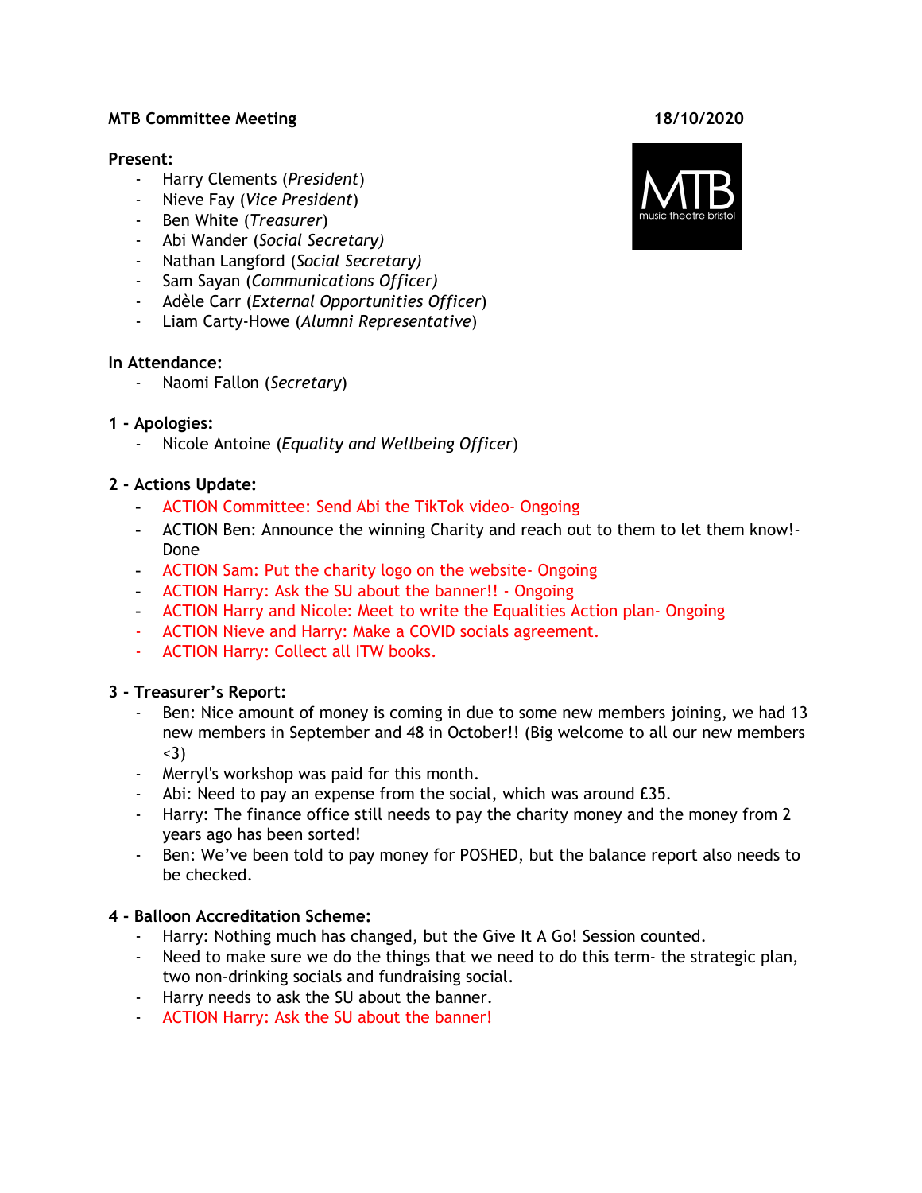**MTB Committee Meeting** **18/10/2020**

**Present:**

- Harry Clements (*President*)
- Nieve Fay (*Vice President*)
- Ben White (*Treasurer*)
- Abi Wander (*Social Secretary)*
- Nathan Langford (*Social Secretary)*
- Sam Sayan (*Communications Officer)*
- Adèle Carr (*External Opportunities Officer*)
- Liam Carty-Howe (*Alumni Representative*)

**In Attendance:**

- Naomi Fallon (*Secretary*)

**1 - Apologies:**

- Nicole Antoine (*Equality and Wellbeing Officer*)

**2 - Actions Update:**

- ACTION Committee: Send Abi the TikTok video- Ongoing
- ACTION Ben: Announce the winning Charity and reach out to them to let them know!- Done
- ACTION Sam: Put the charity logo on the website- Ongoing
- ACTION Harry: Ask the SU about the banner!! - Ongoing
- ACTION Harry and Nicole: Meet to write the Equalities Action plan- Ongoing
- ACTION Nieve and Harry: Make a COVID socials agreement.
- ACTION Harry: Collect all ITW books.

**3 - Treasurer's Report:**

- Ben: Nice amount of money is coming in due to some new members joining, we had 13 new members in September and 48 in October!! (Big welcome to all our new members <3)
- Merryl's workshop was paid for this month.
- Abi: Need to pay an expense from the social, which was around £35.
- Harry: The finance office still needs to pay the charity money and the money from 2 years ago has been sorted!
- Ben: We've been told to pay money for POSHED, but the balance report also needs to be checked.

**4 - Balloon Accreditation Scheme:**

- Harry: Nothing much has changed, but the Give It A Go! Session counted.
- Need to make sure we do the things that we need to do this term- the strategic plan, two non-drinking socials and fundraising social.
- Harry needs to ask the SU about the banner.
- ACTION Harry: Ask the SU about the banner!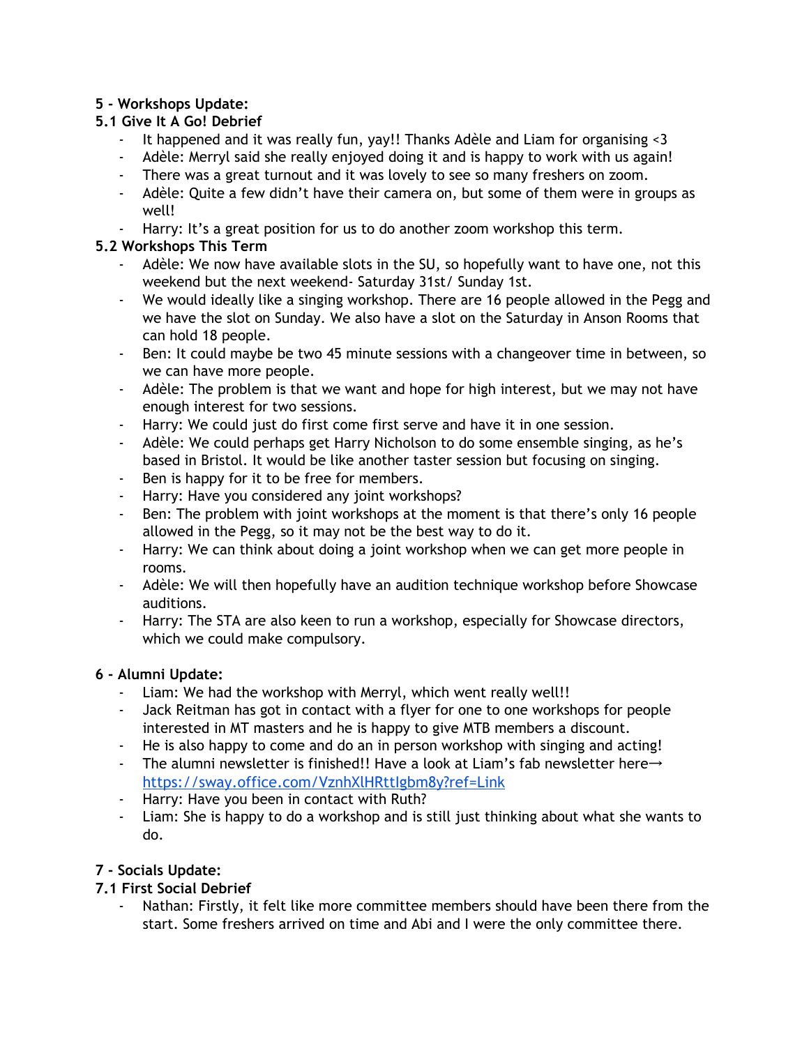**5 - Workshops Update:**

**5.1 Give It A Go! Debrief**

- It happened and it was really fun, yay!! Thanks Adèle and Liam for organising <3
- Adèle: Merryl said she really enjoyed doing it and is happy to work with us again!
- There was a great turnout and it was lovely to see so many freshers on zoom.
- Adèle: Quite a few didn't have their camera on, but some of them were in groups as well!
- Harry: It's a great position for us to do another zoom workshop this term.

**5.2 Workshops This Term**

- Adèle: We now have available slots in the SU, so hopefully want to have one, not this weekend but the next weekend- Saturday 31st/ Sunday 1st.
- We would ideally like a singing workshop. There are 16 people allowed in the Pegg and we have the slot on Sunday. We also have a slot on the Saturday in Anson Rooms that can hold 18 people.
- Ben: It could maybe be two 45 minute sessions with a changeover time in between, so we can have more people.
- Adèle: The problem is that we want and hope for high interest, but we may not have enough interest for two sessions.
- Harry: We could just do first come first serve and have it in one session.
- Adèle: We could perhaps get Harry Nicholson to do some ensemble singing, as he's based in Bristol. It would be like another taster session but focusing on singing.
- Ben is happy for it to be free for members.
- Harry: Have you considered any joint workshops?
- Ben: The problem with joint workshops at the moment is that there's only 16 people allowed in the Pegg, so it may not be the best way to do it.
- Harry: We can think about doing a joint workshop when we can get more people in rooms.
- Adèle: We will then hopefully have an audition technique workshop before Showcase auditions.
- Harry: The STA are also keen to run a workshop, especially for Showcase directors, which we could make compulsory.

**6 - Alumni Update:**

- Liam: We had the workshop with Merryl, which went really well!!
- Jack Reitman has got in contact with a flyer for one to one workshops for people interested in MT masters and he is happy to give MTB members a discount.
- He is also happy to come and do an in person workshop with singing and acting!
- The alumni newsletter is finished!! Have a look at Liam's fab newsletter here→ [https://sway.office.com/VznhXlHRttIgbm8y?ref=Link](https://sway.office.com/VznhXlHRttIgbm8y?ref=Link)
- Harry: Have you been in contact with Ruth?
- Liam: She is happy to do a workshop and is still just thinking about what she wants to do.

**7 - Socials Update:**

**7.1 First Social Debrief**

- Nathan: Firstly, it felt like more committee members should have been there from the start. Some freshers arrived on time and Abi and I were the only committee there.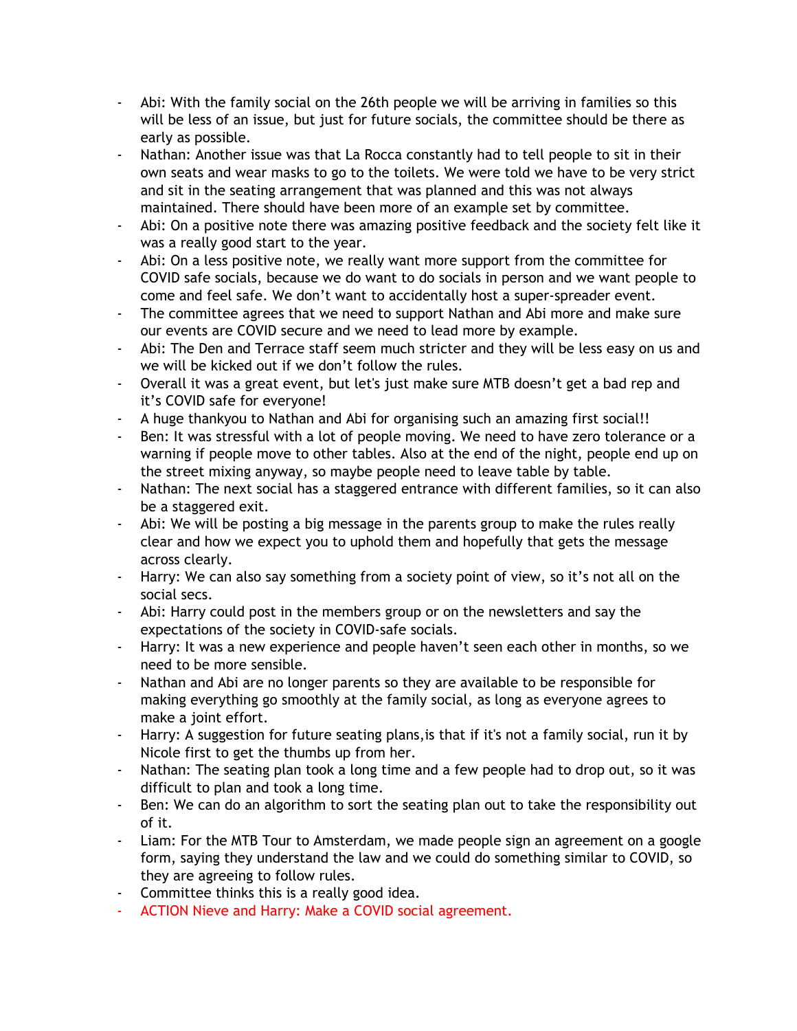- Abi: With the family social on the 26th people we will be arriving in families so this will be less of an issue, but just for future socials, the committee should be there as early as possible.
- Nathan: Another issue was that La Rocca constantly had to tell people to sit in their own seats and wear masks to go to the toilets. We were told we have to be very strict and sit in the seating arrangement that was planned and this was not always maintained. There should have been more of an example set by committee.
- Abi: On a positive note there was amazing positive feedback and the society felt like it was a really good start to the year.
- Abi: On a less positive note, we really want more support from the committee for COVID safe socials, because we do want to do socials in person and we want people to come and feel safe. We don't want to accidentally host a super-spreader event.
- The committee agrees that we need to support Nathan and Abi more and make sure our events are COVID secure and we need to lead more by example.
- Abi: The Den and Terrace staff seem much stricter and they will be less easy on us and we will be kicked out if we don't follow the rules.
- Overall it was a great event, but let's just make sure MTB doesn't get a bad rep and it's COVID safe for everyone!
- A huge thankyou to Nathan and Abi for organising such an amazing first social!!
- Ben: It was stressful with a lot of people moving. We need to have zero tolerance or a warning if people move to other tables. Also at the end of the night, people end up on the street mixing anyway, so maybe people need to leave table by table.
- Nathan: The next social has a staggered entrance with different families, so it can also be a staggered exit.
- Abi: We will be posting a big message in the parents group to make the rules really clear and how we expect you to uphold them and hopefully that gets the message across clearly.
- Harry: We can also say something from a society point of view, so it's not all on the social secs.
- Abi: Harry could post in the members group or on the newsletters and say the expectations of the society in COVID-safe socials.
- Harry: It was a new experience and people haven't seen each other in months, so we need to be more sensible.
- Nathan and Abi are no longer parents so they are available to be responsible for making everything go smoothly at the family social, as long as everyone agrees to make a joint effort.
- Harry: A suggestion for future seating plans,is that if it's not a family social, run it by Nicole first to get the thumbs up from her.
- Nathan: The seating plan took a long time and a few people had to drop out, so it was difficult to plan and took a long time.
- Ben: We can do an algorithm to sort the seating plan out to take the responsibility out of it.
- Liam: For the MTB Tour to Amsterdam, we made people sign an agreement on a google form, saying they understand the law and we could do something similar to COVID, so they are agreeing to follow rules.
- Committee thinks this is a really good idea.
- ACTION Nieve and Harry: Make a COVID social agreement.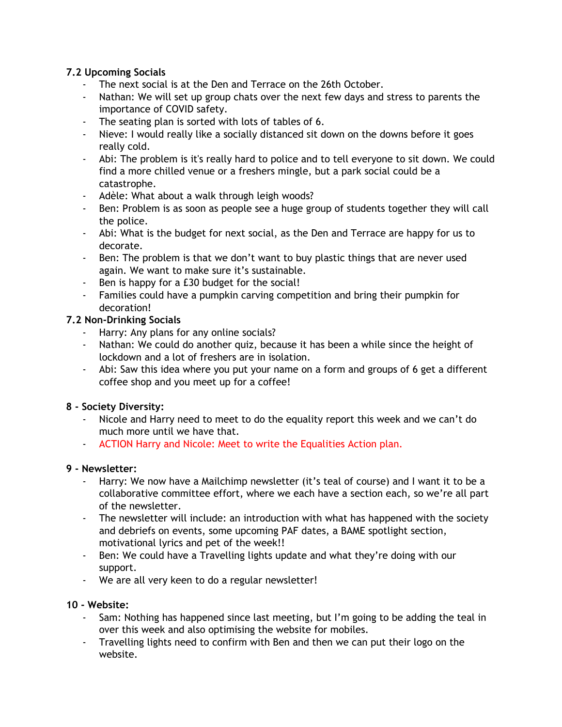**7.2 Upcoming Socials**

- The next social is at the Den and Terrace on the 26th October.
- Nathan: We will set up group chats over the next few days and stress to parents the importance of COVID safety.
- The seating plan is sorted with lots of tables of 6.
- Nieve: I would really like a socially distanced sit down on the downs before it goes really cold.
- Abi: The problem is it's really hard to police and to tell everyone to sit down. We could find a more chilled venue or a freshers mingle, but a park social could be a catastrophe.
- Adèle: What about a walk through leigh woods?
- Ben: Problem is as soon as people see a huge group of students together they will call the police.
- Abi: What is the budget for next social, as the Den and Terrace are happy for us to decorate.
- Ben: The problem is that we don't want to buy plastic things that are never used again. We want to make sure it's sustainable.
- Ben is happy for a £30 budget for the social!
- Families could have a pumpkin carving competition and bring their pumpkin for decoration!

**7.2 Non-Drinking Socials**

- Harry: Any plans for any online socials?
- Nathan: We could do another quiz, because it has been a while since the height of lockdown and a lot of freshers are in isolation.
- Abi: Saw this idea where you put your name on a form and groups of 6 get a different coffee shop and you meet up for a coffee!

**8 - Society Diversity:**

- Nicole and Harry need to meet to do the equality report this week and we can't do much more until we have that.
- ACTION Harry and Nicole: Meet to write the Equalities Action plan.

**9 - Newsletter:**

- Harry: We now have a Mailchimp newsletter (it's teal of course) and I want it to be a collaborative committee effort, where we each have a section each, so we're all part of the newsletter.
- The newsletter will include: an introduction with what has happened with the society and debriefs on events, some upcoming PAF dates, a BAME spotlight section, motivational lyrics and pet of the week!!
- Ben: We could have a Travelling lights update and what they're doing with our support.
- We are all very keen to do a regular newsletter!

**10 - Website:**

- Sam: Nothing has happened since last meeting, but I'm going to be adding the teal in over this week and also optimising the website for mobiles.
- Travelling lights need to confirm with Ben and then we can put their logo on the website.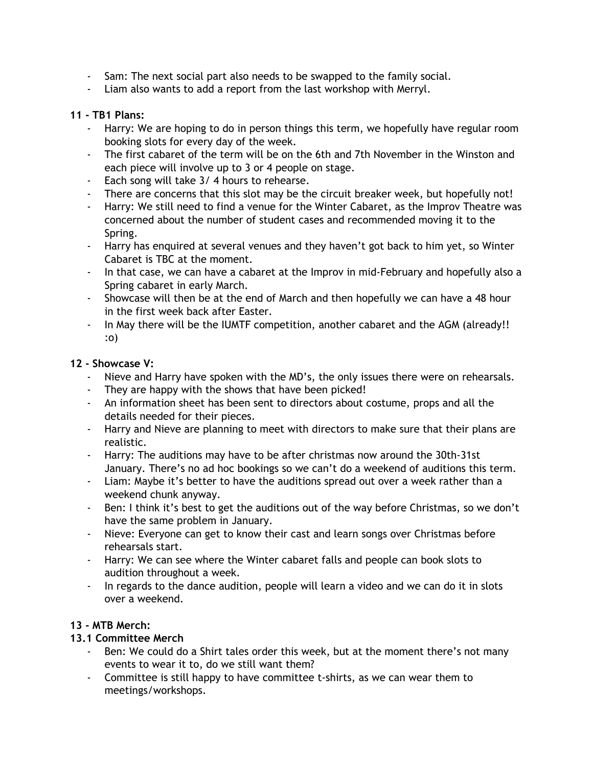- Sam: The next social part also needs to be swapped to the family social.
- Liam also wants to add a report from the last workshop with Merryl.

**11 - TB1 Plans:**

- Harry: We are hoping to do in person things this term, we hopefully have regular room booking slots for every day of the week.
- The first cabaret of the term will be on the 6th and 7th November in the Winston and each piece will involve up to 3 or 4 people on stage.
- Each song will take 3/ 4 hours to rehearse.
- There are concerns that this slot may be the circuit breaker week, but hopefully not!
- Harry: We still need to find a venue for the Winter Cabaret, as the Improv Theatre was concerned about the number of student cases and recommended moving it to the Spring.
- Harry has enquired at several venues and they haven't got back to him yet, so Winter Cabaret is TBC at the moment.
- In that case, we can have a cabaret at the Improv in mid-February and hopefully also a Spring cabaret in early March.
- Showcase will then be at the end of March and then hopefully we can have a 48 hour in the first week back after Easter.
- In May there will be the IUMTF competition, another cabaret and the AGM (already!! :o)

**12 - Showcase V:**

- Nieve and Harry have spoken with the MD's, the only issues there were on rehearsals.
- They are happy with the shows that have been picked!
- An information sheet has been sent to directors about costume, props and all the details needed for their pieces.
- Harry and Nieve are planning to meet with directors to make sure that their plans are realistic.
- Harry: The auditions may have to be after christmas now around the 30th-31st January. There's no ad hoc bookings so we can't do a weekend of auditions this term.
- Liam: Maybe it's better to have the auditions spread out over a week rather than a weekend chunk anyway.
- Ben: I think it's best to get the auditions out of the way before Christmas, so we don't have the same problem in January.
- Nieve: Everyone can get to know their cast and learn songs over Christmas before rehearsals start.
- Harry: We can see where the Winter cabaret falls and people can book slots to audition throughout a week.
- In regards to the dance audition, people will learn a video and we can do it in slots over a weekend.

**13 - MTB Merch:**

**13.1 Committee Merch**

- Ben: We could do a Shirt tales order this week, but at the moment there's not many events to wear it to, do we still want them?
- Committee is still happy to have committee t-shirts, as we can wear them to meetings/workshops.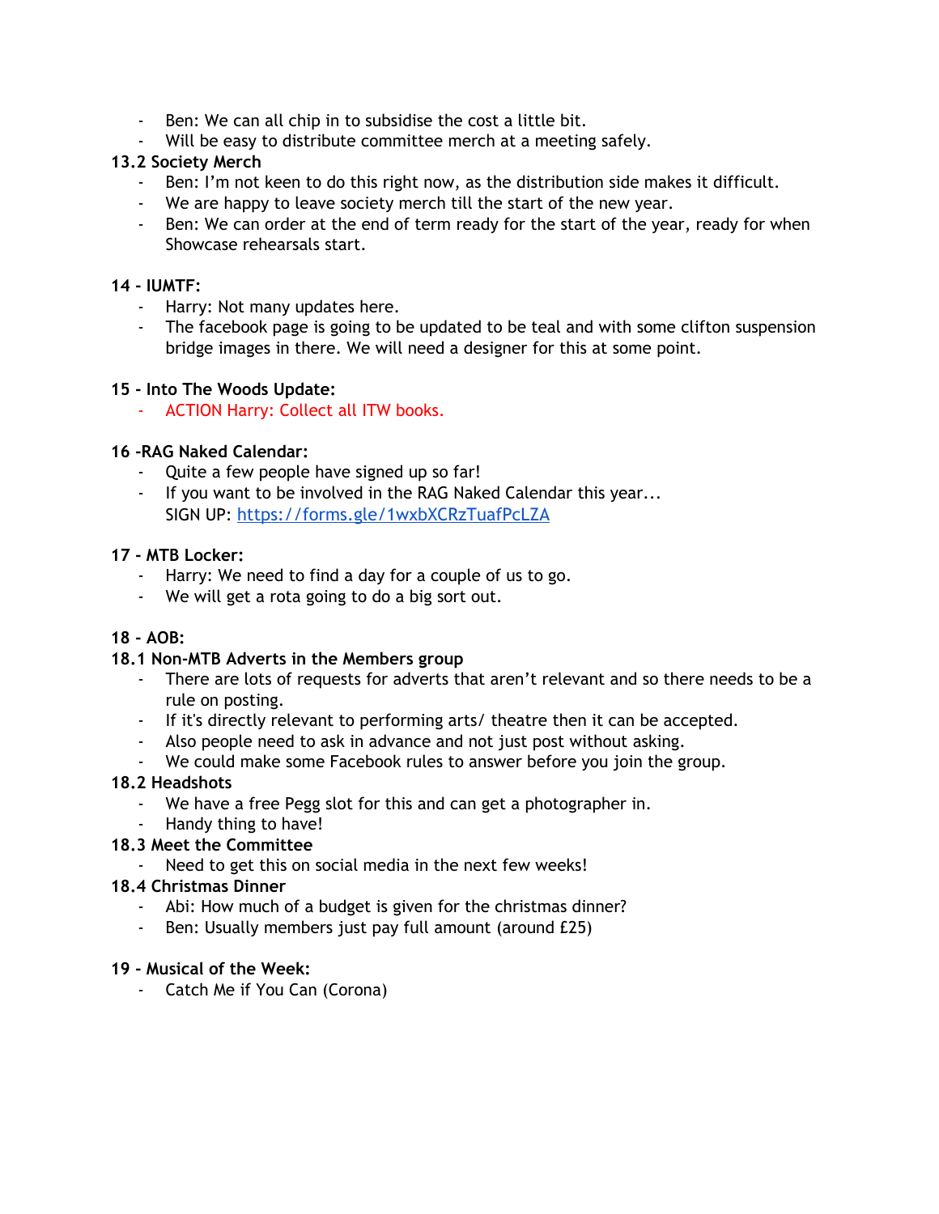- Ben: We can all chip in to subsidise the cost a little bit.
- Will be easy to distribute committee merch at a meeting safely.

**13.2 Society Merch**

- Ben: I'm not keen to do this right now, as the distribution side makes it difficult.
- We are happy to leave society merch till the start of the new year.
- Ben: We can order at the end of term ready for the start of the year, ready for when Showcase rehearsals start.

**14 - IUMTF:**

- Harry: Not many updates here.
- The facebook page is going to be updated to be teal and with some clifton suspension bridge images in there. We will need a designer for this at some point.

**15 - Into The Woods Update:**

- ACTION Harry: Collect all ITW books.

**16 -RAG Naked Calendar:**

- Quite a few people have signed up so far!
- If you want to be involved in the RAG Naked Calendar this year...
  SIGN UP: https://forms.gle/1wxbXCRzTuafPcLZA

**17 - MTB Locker:**

- Harry: We need to find a day for a couple of us to go.
- We will get a rota going to do a big sort out.

**18 - AOB:**

**18.1 Non-MTB Adverts in the Members group**

- There are lots of requests for adverts that aren't relevant and so there needs to be a rule on posting.
- If it's directly relevant to performing arts/ theatre then it can be accepted.
- Also people need to ask in advance and not just post without asking.
- We could make some Facebook rules to answer before you join the group.

**18.2 Headshots**

- We have a free Pegg slot for this and can get a photographer in.
- Handy thing to have!

**18.3 Meet the Committee**

- Need to get this on social media in the next few weeks!

**18.4 Christmas Dinner**

- Abi: How much of a budget is given for the christmas dinner?
- Ben: Usually members just pay full amount (around £25)

**19 - Musical of the Week:**

- Catch Me if You Can (Corona)